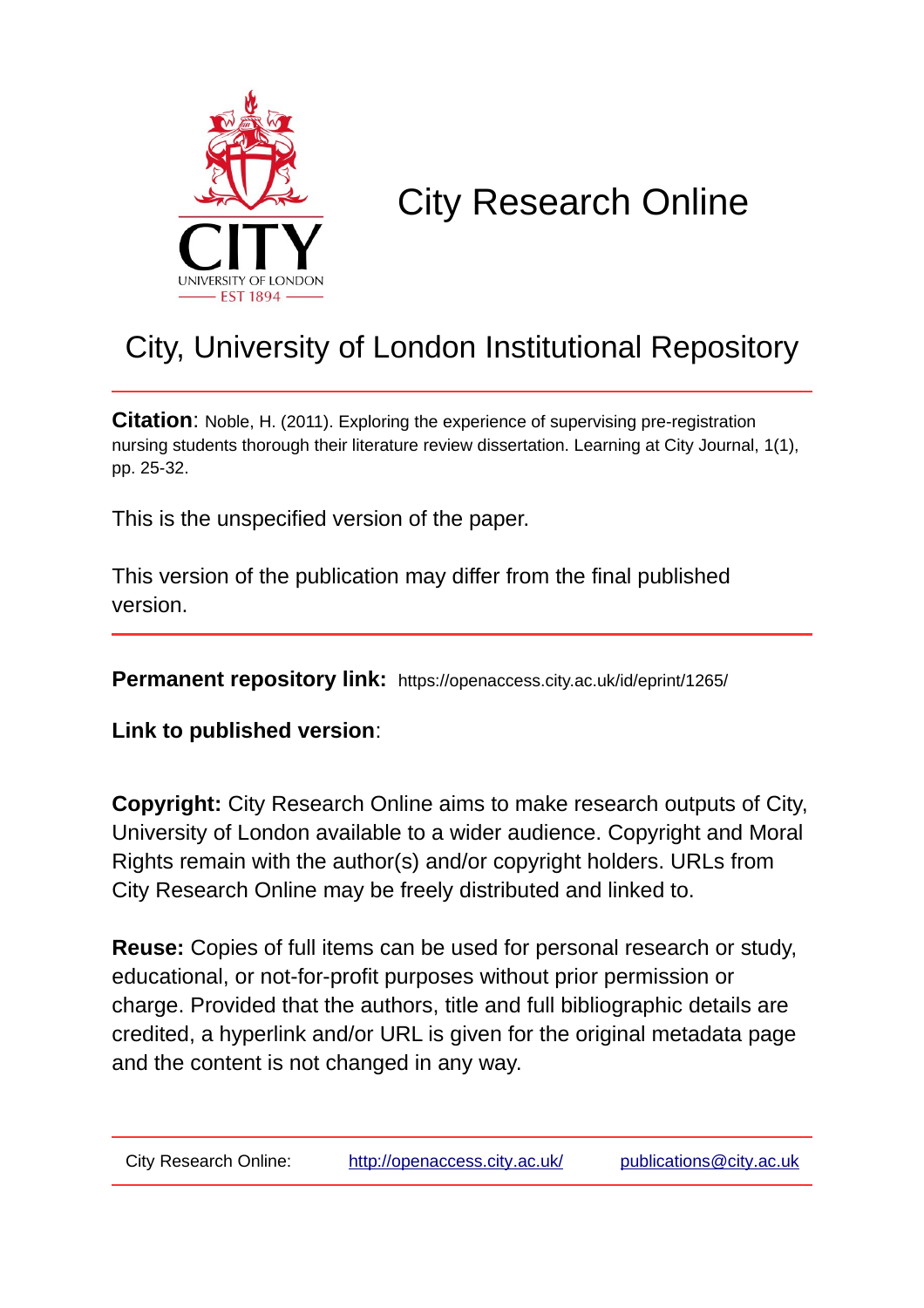# City Research Online

## City, University of London Institutional Repository

**Citation**: Noble, H. (2011). Exploring the experience of supervising pre-registration nursing students thorough their literature review dissertation. Learning at City Journal, 1(1), pp. 25-32.

This is the unspecified version of the paper.

This version of the publication may differ from the final published version.

---

**Permanent repository link:** https://openaccess.city.ac.uk/id/eprint/1265/

**Link to published version**:

**Copyright:** City Research Online aims to make research outputs of City, University of London available to a wider audience. Copyright and Moral Rights remain with the author(s) and/or copyright holders. URLs from City Research Online may be freely distributed and linked to.

**Reuse:** Copies of full items can be used for personal research or study, educational, or not-for-profit purposes without prior permission or charge. Provided that the authors, title and full bibliographic details are credited, a hyperlink and/or URL is given for the original metadata page and the content is not changed in any way.

---

City Research Online: http://openaccess.city.ac.uk/ publications@city.ac.uk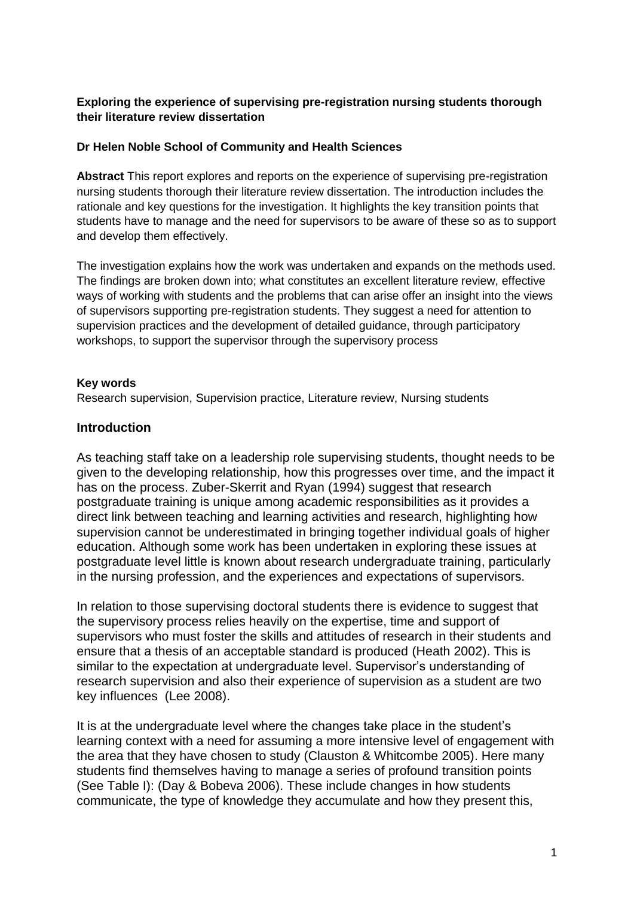**Exploring the experience of supervising pre-registration nursing students thorough their literature review dissertation**

**Dr Helen Noble School of Community and Health Sciences**

**Abstract** This report explores and reports on the experience of supervising pre-registration nursing students thorough their literature review dissertation. The introduction includes the rationale and key questions for the investigation. It highlights the key transition points that students have to manage and the need for supervisors to be aware of these so as to support and develop them effectively.

The investigation explains how the work was undertaken and expands on the methods used. The findings are broken down into; what constitutes an excellent literature review, effective ways of working with students and the problems that can arise offer an insight into the views of supervisors supporting pre-registration students. They suggest a need for attention to supervision practices and the development of detailed guidance, through participatory workshops, to support the supervisor through the supervisory process

**Key words**
Research supervision, Supervision practice, Literature review, Nursing students

## Introduction

As teaching staff take on a leadership role supervising students, thought needs to be given to the developing relationship, how this progresses over time, and the impact it has on the process. Zuber-Skerrit and Ryan (1994) suggest that research postgraduate training is unique among academic responsibilities as it provides a direct link between teaching and learning activities and research, highlighting how supervision cannot be underestimated in bringing together individual goals of higher education. Although some work has been undertaken in exploring these issues at postgraduate level little is known about research undergraduate training, particularly in the nursing profession, and the experiences and expectations of supervisors.

In relation to those supervising doctoral students there is evidence to suggest that the supervisory process relies heavily on the expertise, time and support of supervisors who must foster the skills and attitudes of research in their students and ensure that a thesis of an acceptable standard is produced (Heath 2002). This is similar to the expectation at undergraduate level. Supervisor's understanding of research supervision and also their experience of supervision as a student are two key influences (Lee 2008).

It is at the undergraduate level where the changes take place in the student's learning context with a need for assuming a more intensive level of engagement with the area that they have chosen to study (Clauston & Whitcombe 2005). Here many students find themselves having to manage a series of profound transition points (See Table I): (Day & Bobeva 2006). These include changes in how students communicate, the type of knowledge they accumulate and how they present this,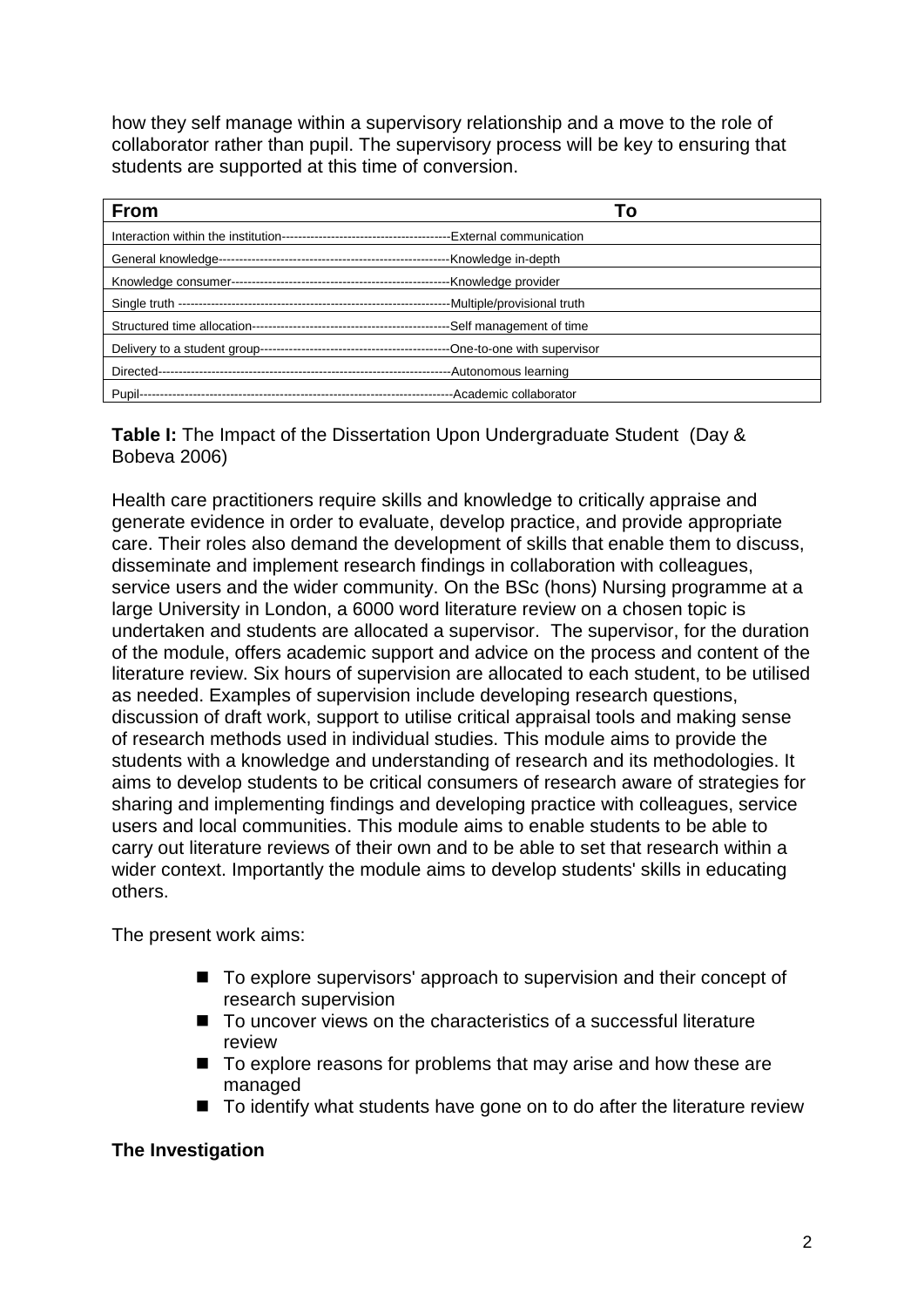how they self manage within a supervisory relationship and a move to the role of collaborator rather than pupil. The supervisory process will be key to ensuring that students are supported at this time of conversion.

| From | To |
|---|---|
| Interaction within the institution | External communication |
| General knowledge | Knowledge in-depth |
| Knowledge consumer | Knowledge provider |
| Single truth | Multiple/provisional truth |
| Structured time allocation | Self management of time |
| Delivery to a student group | One-to-one with supervisor |
| Directed | Autonomous learning |
| Pupil | Academic collaborator |

**Table I:** The Impact of the Dissertation Upon Undergraduate Student (Day & Bobeva 2006)

Health care practitioners require skills and knowledge to critically appraise and generate evidence in order to evaluate, develop practice, and provide appropriate care. Their roles also demand the development of skills that enable them to discuss, disseminate and implement research findings in collaboration with colleagues, service users and the wider community. On the BSc (hons) Nursing programme at a large University in London, a 6000 word literature review on a chosen topic is undertaken and students are allocated a supervisor. The supervisor, for the duration of the module, offers academic support and advice on the process and content of the literature review. Six hours of supervision are allocated to each student, to be utilised as needed. Examples of supervision include developing research questions, discussion of draft work, support to utilise critical appraisal tools and making sense of research methods used in individual studies. This module aims to provide the students with a knowledge and understanding of research and its methodologies. It aims to develop students to be critical consumers of research aware of strategies for sharing and implementing findings and developing practice with colleagues, service users and local communities. This module aims to enable students to be able to carry out literature reviews of their own and to be able to set that research within a wider context. Importantly the module aims to develop students' skills in educating others.

The present work aims:

- To explore supervisors' approach to supervision and their concept of research supervision
- To uncover views on the characteristics of a successful literature review
- To explore reasons for problems that may arise and how these are managed
- To identify what students have gone on to do after the literature review

**The Investigation**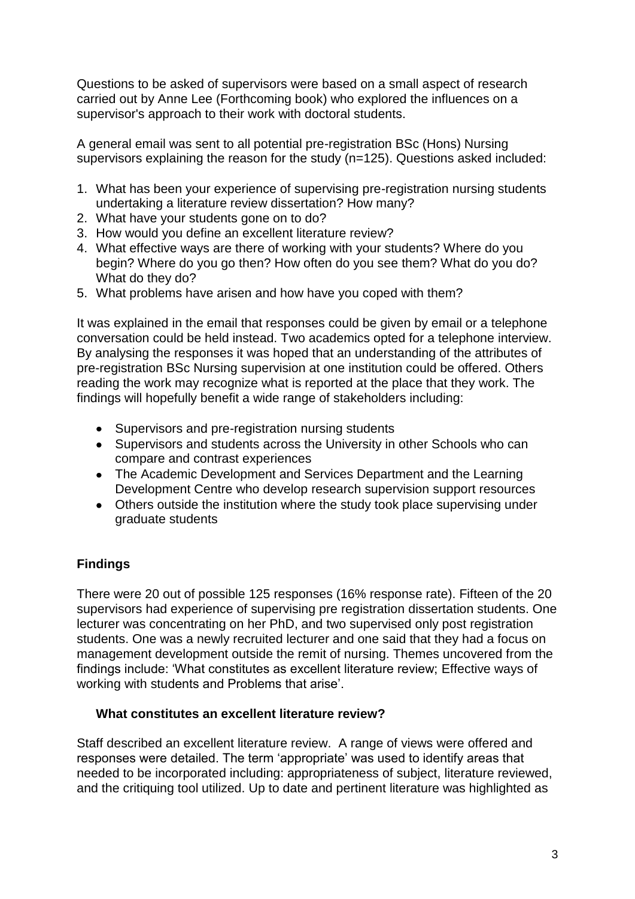Questions to be asked of supervisors were based on a small aspect of research carried out by Anne Lee (Forthcoming book) who explored the influences on a supervisor's approach to their work with doctoral students.

A general email was sent to all potential pre-registration BSc (Hons) Nursing supervisors explaining the reason for the study (n=125). Questions asked included:

1. What has been your experience of supervising pre-registration nursing students undertaking a literature review dissertation? How many?
2. What have your students gone on to do?
3. How would you define an excellent literature review?
4. What effective ways are there of working with your students? Where do you begin? Where do you go then? How often do you see them? What do you do? What do they do?
5. What problems have arisen and how have you coped with them?

It was explained in the email that responses could be given by email or a telephone conversation could be held instead. Two academics opted for a telephone interview. By analysing the responses it was hoped that an understanding of the attributes of pre-registration BSc Nursing supervision at one institution could be offered. Others reading the work may recognize what is reported at the place that they work. The findings will hopefully benefit a wide range of stakeholders including:

- Supervisors and pre-registration nursing students
- Supervisors and students across the University in other Schools who can compare and contrast experiences
- The Academic Development and Services Department and the Learning Development Centre who develop research supervision support resources
- Others outside the institution where the study took place supervising under graduate students

## Findings

There were 20 out of possible 125 responses (16% response rate). Fifteen of the 20 supervisors had experience of supervising pre registration dissertation students. One lecturer was concentrating on her PhD, and two supervised only post registration students. One was a newly recruited lecturer and one said that they had a focus on management development outside the remit of nursing. Themes uncovered from the findings include: 'What constitutes as excellent literature review; Effective ways of working with students and Problems that arise'.

### What constitutes an excellent literature review?

Staff described an excellent literature review. A range of views were offered and responses were detailed. The term 'appropriate' was used to identify areas that needed to be incorporated including: appropriateness of subject, literature reviewed, and the critiquing tool utilized. Up to date and pertinent literature was highlighted as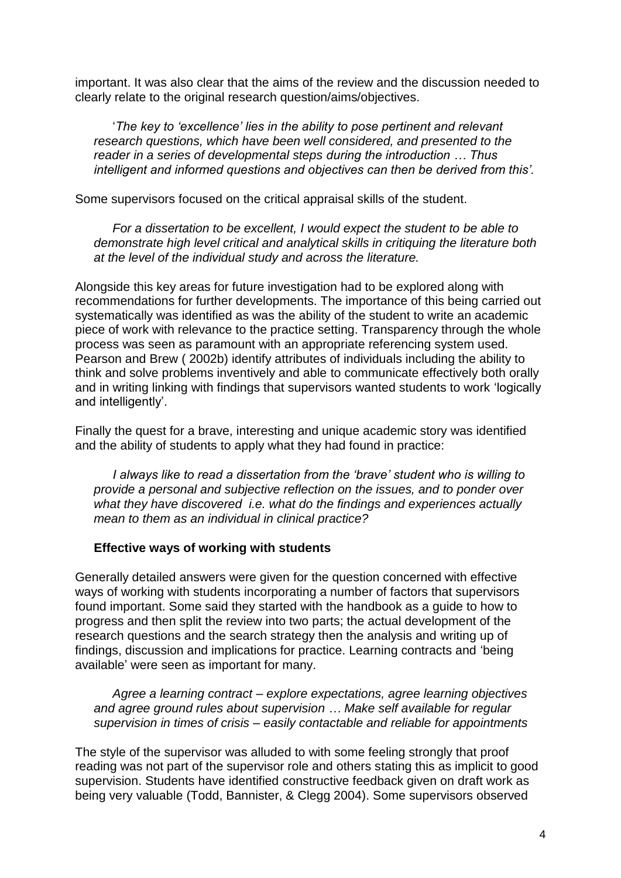important. It was also clear that the aims of the review and the discussion needed to clearly relate to the original research question/aims/objectives.

> '*The key to 'excellence' lies in the ability to pose pertinent and relevant research questions, which have been well considered, and presented to the reader in a series of developmental steps during the introduction … Thus intelligent and informed questions and objectives can then be derived from this'.*

Some supervisors focused on the critical appraisal skills of the student.

> *For a dissertation to be excellent, I would expect the student to be able to demonstrate high level critical and analytical skills in critiquing the literature both at the level of the individual study and across the literature.*

Alongside this key areas for future investigation had to be explored along with recommendations for further developments. The importance of this being carried out systematically was identified as was the ability of the student to write an academic piece of work with relevance to the practice setting. Transparency through the whole process was seen as paramount with an appropriate referencing system used. Pearson and Brew ( 2002b) identify attributes of individuals including the ability to think and solve problems inventively and able to communicate effectively both orally and in writing linking with findings that supervisors wanted students to work 'logically and intelligently'.

Finally the quest for a brave, interesting and unique academic story was identified and the ability of students to apply what they had found in practice:

> *I always like to read a dissertation from the 'brave' student who is willing to provide a personal and subjective reflection on the issues, and to ponder over what they have discovered i.e. what do the findings and experiences actually mean to them as an individual in clinical practice?*

**Effective ways of working with students**

Generally detailed answers were given for the question concerned with effective ways of working with students incorporating a number of factors that supervisors found important. Some said they started with the handbook as a guide to how to progress and then split the review into two parts; the actual development of the research questions and the search strategy then the analysis and writing up of findings, discussion and implications for practice. Learning contracts and 'being available' were seen as important for many.

> *Agree a learning contract – explore expectations, agree learning objectives and agree ground rules about supervision … Make self available for regular supervision in times of crisis – easily contactable and reliable for appointments*

The style of the supervisor was alluded to with some feeling strongly that proof reading was not part of the supervisor role and others stating this as implicit to good supervision. Students have identified constructive feedback given on draft work as being very valuable (Todd, Bannister, & Clegg 2004). Some supervisors observed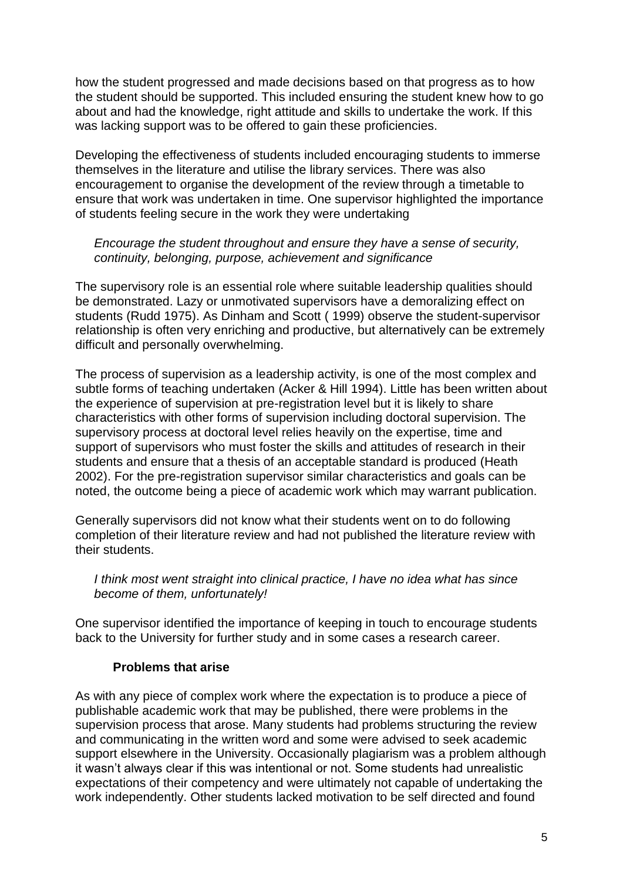how the student progressed and made decisions based on that progress as to how the student should be supported. This included ensuring the student knew how to go about and had the knowledge, right attitude and skills to undertake the work. If this was lacking support was to be offered to gain these proficiencies.

Developing the effectiveness of students included encouraging students to immerse themselves in the literature and utilise the library services. There was also encouragement to organise the development of the review through a timetable to ensure that work was undertaken in time. One supervisor highlighted the importance of students feeling secure in the work they were undertaking

> *Encourage the student throughout and ensure they have a sense of security, continuity, belonging, purpose, achievement and significance*

The supervisory role is an essential role where suitable leadership qualities should be demonstrated. Lazy or unmotivated supervisors have a demoralizing effect on students (Rudd 1975). As Dinham and Scott ( 1999) observe the student-supervisor relationship is often very enriching and productive, but alternatively can be extremely difficult and personally overwhelming.

The process of supervision as a leadership activity, is one of the most complex and subtle forms of teaching undertaken (Acker & Hill 1994). Little has been written about the experience of supervision at pre-registration level but it is likely to share characteristics with other forms of supervision including doctoral supervision. The supervisory process at doctoral level relies heavily on the expertise, time and support of supervisors who must foster the skills and attitudes of research in their students and ensure that a thesis of an acceptable standard is produced (Heath 2002). For the pre-registration supervisor similar characteristics and goals can be noted, the outcome being a piece of academic work which may warrant publication.

Generally supervisors did not know what their students went on to do following completion of their literature review and had not published the literature review with their students.

> *I think most went straight into clinical practice, I have no idea what has since become of them, unfortunately!*

One supervisor identified the importance of keeping in touch to encourage students back to the University for further study and in some cases a research career.

### Problems that arise

As with any piece of complex work where the expectation is to produce a piece of publishable academic work that may be published, there were problems in the supervision process that arose. Many students had problems structuring the review and communicating in the written word and some were advised to seek academic support elsewhere in the University. Occasionally plagiarism was a problem although it wasn't always clear if this was intentional or not. Some students had unrealistic expectations of their competency and were ultimately not capable of undertaking the work independently. Other students lacked motivation to be self directed and found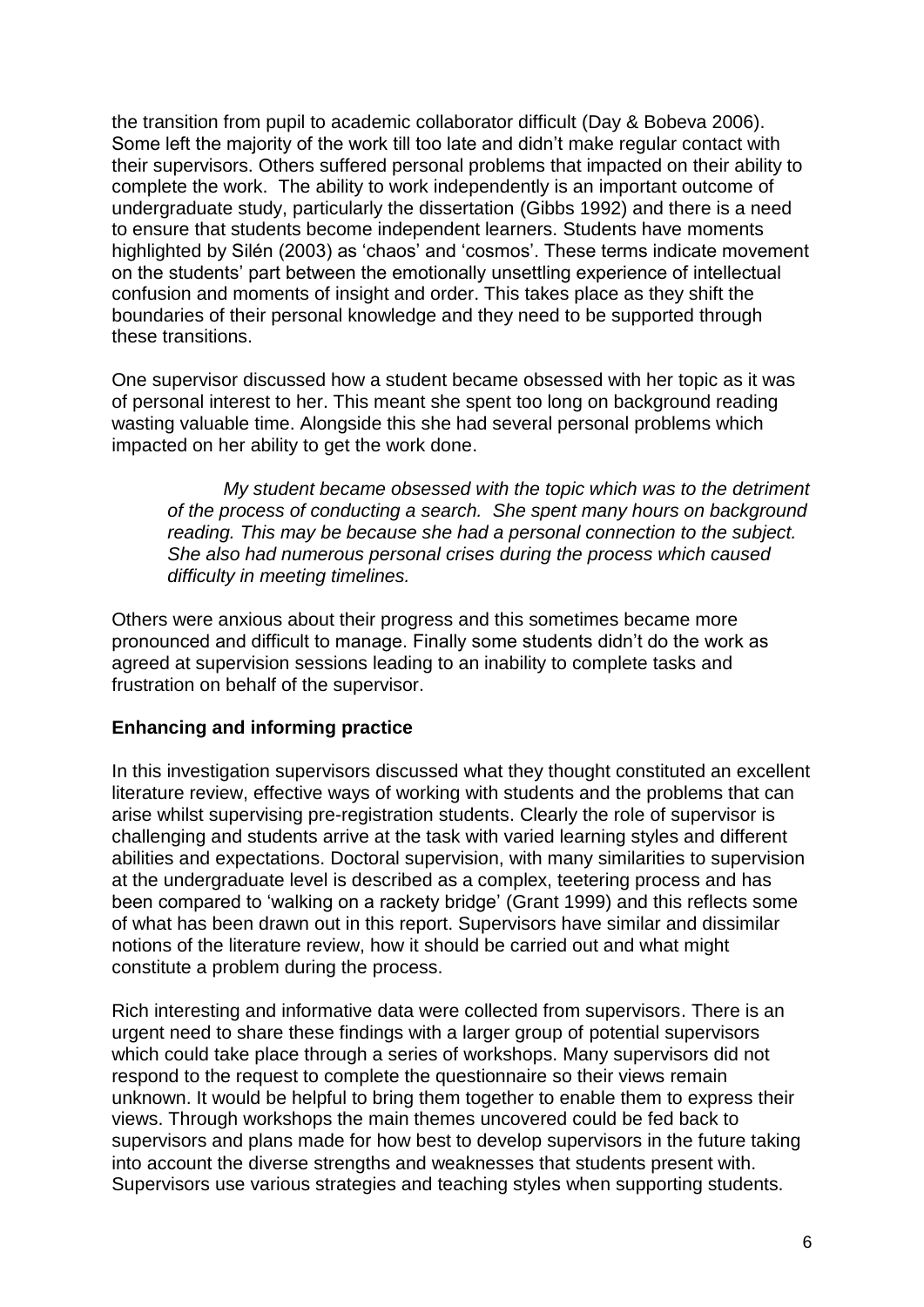the transition from pupil to academic collaborator difficult (Day & Bobeva 2006). Some left the majority of the work till too late and didn't make regular contact with their supervisors. Others suffered personal problems that impacted on their ability to complete the work. The ability to work independently is an important outcome of undergraduate study, particularly the dissertation (Gibbs 1992) and there is a need to ensure that students become independent learners. Students have moments highlighted by Silén (2003) as 'chaos' and 'cosmos'. These terms indicate movement on the students' part between the emotionally unsettling experience of intellectual confusion and moments of insight and order. This takes place as they shift the boundaries of their personal knowledge and they need to be supported through these transitions.

One supervisor discussed how a student became obsessed with her topic as it was of personal interest to her. This meant she spent too long on background reading wasting valuable time. Alongside this she had several personal problems which impacted on her ability to get the work done.

> *My student became obsessed with the topic which was to the detriment of the process of conducting a search. She spent many hours on background reading. This may be because she had a personal connection to the subject. She also had numerous personal crises during the process which caused difficulty in meeting timelines.*

Others were anxious about their progress and this sometimes became more pronounced and difficult to manage. Finally some students didn't do the work as agreed at supervision sessions leading to an inability to complete tasks and frustration on behalf of the supervisor.

**Enhancing and informing practice**

In this investigation supervisors discussed what they thought constituted an excellent literature review, effective ways of working with students and the problems that can arise whilst supervising pre-registration students. Clearly the role of supervisor is challenging and students arrive at the task with varied learning styles and different abilities and expectations. Doctoral supervision, with many similarities to supervision at the undergraduate level is described as a complex, teetering process and has been compared to 'walking on a rackety bridge' (Grant 1999) and this reflects some of what has been drawn out in this report. Supervisors have similar and dissimilar notions of the literature review, how it should be carried out and what might constitute a problem during the process.

Rich interesting and informative data were collected from supervisors. There is an urgent need to share these findings with a larger group of potential supervisors which could take place through a series of workshops. Many supervisors did not respond to the request to complete the questionnaire so their views remain unknown. It would be helpful to bring them together to enable them to express their views. Through workshops the main themes uncovered could be fed back to supervisors and plans made for how best to develop supervisors in the future taking into account the diverse strengths and weaknesses that students present with. Supervisors use various strategies and teaching styles when supporting students.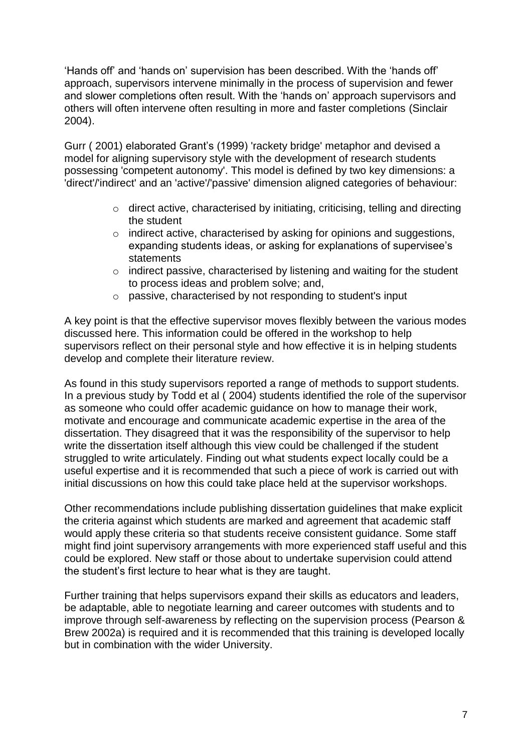'Hands off' and 'hands on' supervision has been described. With the 'hands off' approach, supervisors intervene minimally in the process of supervision and fewer and slower completions often result. With the 'hands on' approach supervisors and others will often intervene often resulting in more and faster completions (Sinclair 2004).

Gurr ( 2001) elaborated Grant's (1999) 'rackety bridge' metaphor and devised a model for aligning supervisory style with the development of research students possessing 'competent autonomy'. This model is defined by two key dimensions: a 'direct'/'indirect' and an 'active'/'passive' dimension aligned categories of behaviour:

- direct active, characterised by initiating, criticising, telling and directing the student
- indirect active, characterised by asking for opinions and suggestions, expanding students ideas, or asking for explanations of supervisee's statements
- indirect passive, characterised by listening and waiting for the student to process ideas and problem solve; and,
- passive, characterised by not responding to student's input

A key point is that the effective supervisor moves flexibly between the various modes discussed here. This information could be offered in the workshop to help supervisors reflect on their personal style and how effective it is in helping students develop and complete their literature review.

As found in this study supervisors reported a range of methods to support students. In a previous study by Todd et al ( 2004) students identified the role of the supervisor as someone who could offer academic guidance on how to manage their work, motivate and encourage and communicate academic expertise in the area of the dissertation. They disagreed that it was the responsibility of the supervisor to help write the dissertation itself although this view could be challenged if the student struggled to write articulately. Finding out what students expect locally could be a useful expertise and it is recommended that such a piece of work is carried out with initial discussions on how this could take place held at the supervisor workshops.

Other recommendations include publishing dissertation guidelines that make explicit the criteria against which students are marked and agreement that academic staff would apply these criteria so that students receive consistent guidance. Some staff might find joint supervisory arrangements with more experienced staff useful and this could be explored. New staff or those about to undertake supervision could attend the student's first lecture to hear what is they are taught.

Further training that helps supervisors expand their skills as educators and leaders, be adaptable, able to negotiate learning and career outcomes with students and to improve through self-awareness by reflecting on the supervision process (Pearson & Brew 2002a) is required and it is recommended that this training is developed locally but in combination with the wider University.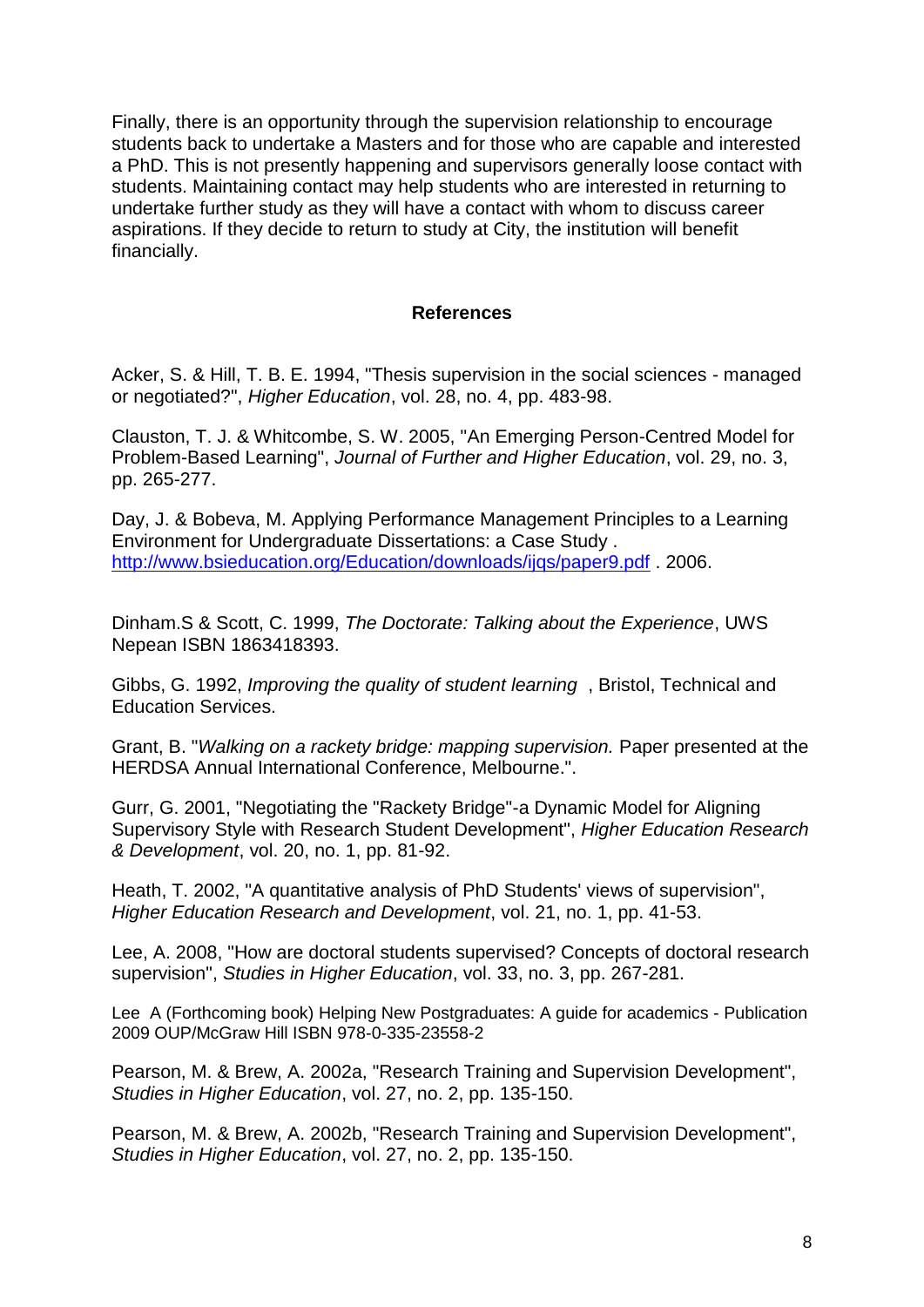Finally, there is an opportunity through the supervision relationship to encourage students back to undertake a Masters and for those who are capable and interested a PhD. This is not presently happening and supervisors generally loose contact with students. Maintaining contact may help students who are interested in returning to undertake further study as they will have a contact with whom to discuss career aspirations. If they decide to return to study at City, the institution will benefit financially.

## References

Acker, S. & Hill, T. B. E. 1994, "Thesis supervision in the social sciences - managed or negotiated?", *Higher Education*, vol. 28, no. 4, pp. 483-98.

Clauston, T. J. & Whitcombe, S. W. 2005, "An Emerging Person-Centred Model for Problem-Based Learning", *Journal of Further and Higher Education*, vol. 29, no. 3, pp. 265-277.

Day, J. & Bobeva, M. Applying Performance Management Principles to a Learning Environment for Undergraduate Dissertations: a Case Study . http://www.bsieducation.org/Education/downloads/ijqs/paper9.pdf . 2006.

Dinham.S & Scott, C. 1999, *The Doctorate: Talking about the Experience*, UWS Nepean ISBN 1863418393.

Gibbs, G. 1992, *Improving the quality of student learning* , Bristol, Technical and Education Services.

Grant, B. "*Walking on a rackety bridge: mapping supervision.* Paper presented at the HERDSA Annual International Conference, Melbourne.".

Gurr, G. 2001, "Negotiating the "Rackety Bridge"-a Dynamic Model for Aligning Supervisory Style with Research Student Development", *Higher Education Research & Development*, vol. 20, no. 1, pp. 81-92.

Heath, T. 2002, "A quantitative analysis of PhD Students' views of supervision", *Higher Education Research and Development*, vol. 21, no. 1, pp. 41-53.

Lee, A. 2008, "How are doctoral students supervised? Concepts of doctoral research supervision", *Studies in Higher Education*, vol. 33, no. 3, pp. 267-281.

Lee A (Forthcoming book) Helping New Postgraduates: A guide for academics - Publication 2009 OUP/McGraw Hill ISBN 978-0-335-23558-2

Pearson, M. & Brew, A. 2002a, "Research Training and Supervision Development", *Studies in Higher Education*, vol. 27, no. 2, pp. 135-150.

Pearson, M. & Brew, A. 2002b, "Research Training and Supervision Development", *Studies in Higher Education*, vol. 27, no. 2, pp. 135-150.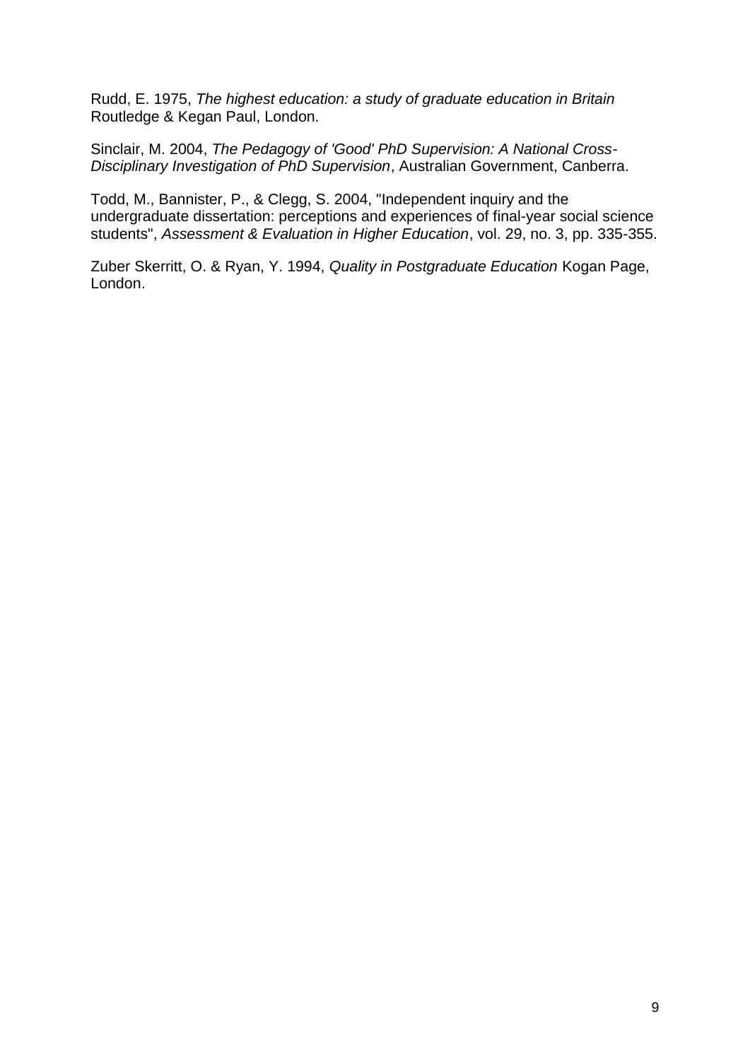Rudd, E. 1975, *The highest education: a study of graduate education in Britain* Routledge & Kegan Paul, London.

Sinclair, M. 2004, *The Pedagogy of 'Good' PhD Supervision: A National Cross-Disciplinary Investigation of PhD Supervision*, Australian Government, Canberra.

Todd, M., Bannister, P., & Clegg, S. 2004, "Independent inquiry and the undergraduate dissertation: perceptions and experiences of final-year social science students", *Assessment & Evaluation in Higher Education*, vol. 29, no. 3, pp. 335-355.

Zuber Skerritt, O. & Ryan, Y. 1994, *Quality in Postgraduate Education* Kogan Page, London.